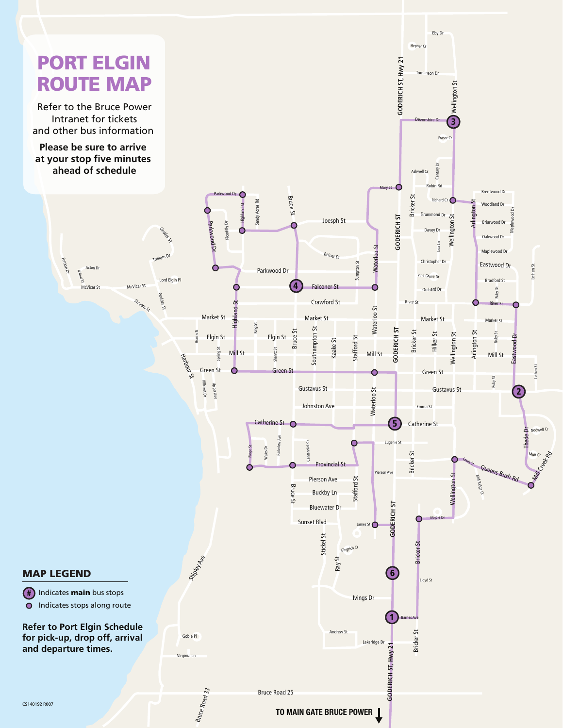# PORT ELGIN ROUTE MAP

Refer to the Bruce Power Intranet for tickets and other bus information

**Please be sure to arrive at your stop five minutes ahead of schedule**

## MAP LEGEND

- (#) Indicates **main** bus stops
- ● Indicates stops along route

**Refer to Port Elgin Schedule for pick-up, drop off, arrival and departure times.**

**TO MAIN GATE BRUCE POWER**

CS140192 R007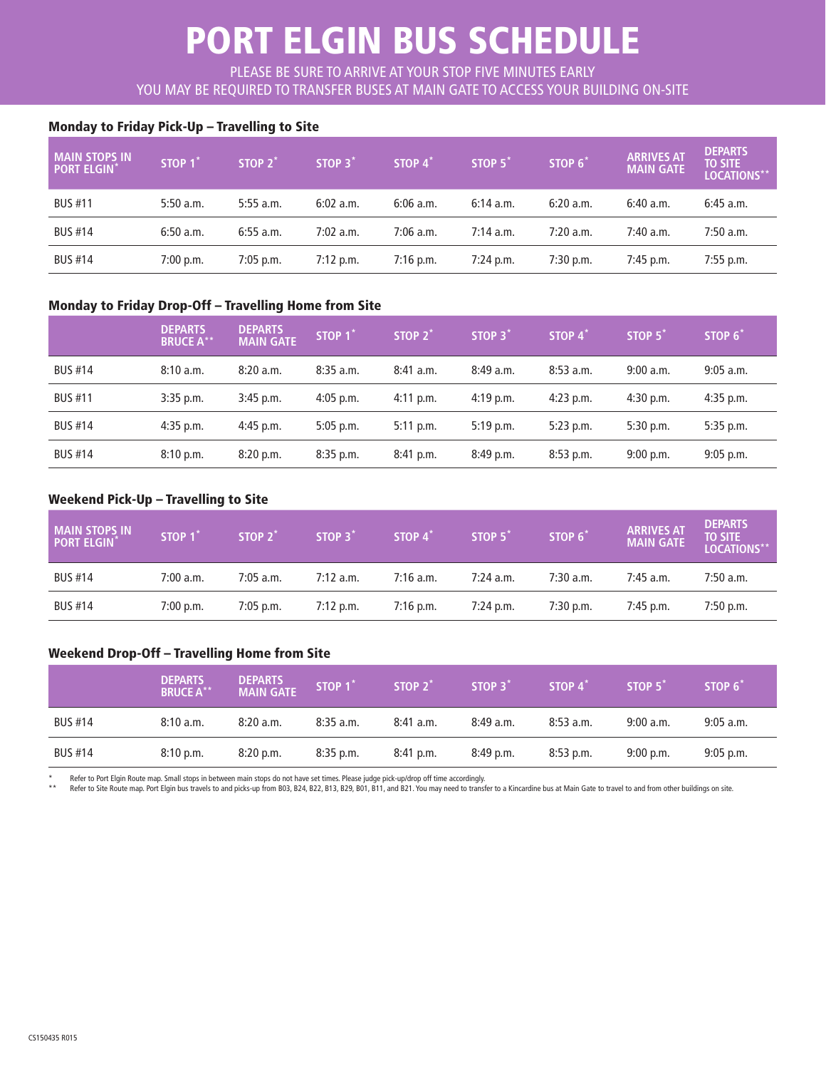# PORT ELGIN BUS SCHEDULE

PLEASE BE SURE TO ARRIVE AT YOUR STOP FIVE MINUTES EARLY
YOU MAY BE REQUIRED TO TRANSFER BUSES AT MAIN GATE TO ACCESS YOUR BUILDING ON-SITE

### Monday to Friday Pick-Up – Travelling to Site

| MAIN STOPS IN PORT ELGIN* | STOP 1* | STOP 2* | STOP 3* | STOP 4* | STOP 5* | STOP 6* | ARRIVES AT MAIN GATE | DEPARTS TO SITE LOCATIONS** |
|---|---|---|---|---|---|---|---|---|
| BUS #11 | 5:50 a.m. | 5:55 a.m. | 6:02 a.m. | 6:06 a.m. | 6:14 a.m. | 6:20 a.m. | 6:40 a.m. | 6:45 a.m. |
| BUS #14 | 6:50 a.m. | 6:55 a.m. | 7:02 a.m. | 7:06 a.m. | 7:14 a.m. | 7:20 a.m. | 7:40 a.m. | 7:50 a.m. |
| BUS #14 | 7:00 p.m. | 7:05 p.m. | 7:12 p.m. | 7:16 p.m. | 7:24 p.m. | 7:30 p.m. | 7:45 p.m. | 7:55 p.m. |

### Monday to Friday Drop-Off – Travelling Home from Site

| | DEPARTS BRUCE A** | DEPARTS MAIN GATE | STOP 1* | STOP 2* | STOP 3* | STOP 4* | STOP 5* | STOP 6* |
|---|---|---|---|---|---|---|---|---|
| BUS #14 | 8:10 a.m. | 8:20 a.m. | 8:35 a.m. | 8:41 a.m. | 8:49 a.m. | 8:53 a.m. | 9:00 a.m. | 9:05 a.m. |
| BUS #11 | 3:35 p.m. | 3:45 p.m. | 4:05 p.m. | 4:11 p.m. | 4:19 p.m. | 4:23 p.m. | 4:30 p.m. | 4:35 p.m. |
| BUS #14 | 4:35 p.m. | 4:45 p.m. | 5:05 p.m. | 5:11 p.m. | 5:19 p.m. | 5:23 p.m. | 5:30 p.m. | 5:35 p.m. |
| BUS #14 | 8:10 p.m. | 8:20 p.m. | 8:35 p.m. | 8:41 p.m. | 8:49 p.m. | 8:53 p.m. | 9:00 p.m. | 9:05 p.m. |

### Weekend Pick-Up – Travelling to Site

| MAIN STOPS IN PORT ELGIN* | STOP 1* | STOP 2* | STOP 3* | STOP 4* | STOP 5* | STOP 6* | ARRIVES AT MAIN GATE | DEPARTS TO SITE LOCATIONS** |
|---|---|---|---|---|---|---|---|---|
| BUS #14 | 7:00 a.m. | 7:05 a.m. | 7:12 a.m. | 7:16 a.m. | 7:24 a.m. | 7:30 a.m. | 7:45 a.m. | 7:50 a.m. |
| BUS #14 | 7:00 p.m. | 7:05 p.m. | 7:12 p.m. | 7:16 p.m. | 7:24 p.m. | 7:30 p.m. | 7:45 p.m. | 7:50 p.m. |

### Weekend Drop-Off – Travelling Home from Site

| | DEPARTS BRUCE A** | DEPARTS MAIN GATE | STOP 1* | STOP 2* | STOP 3* | STOP 4* | STOP 5* | STOP 6* |
|---|---|---|---|---|---|---|---|---|
| BUS #14 | 8:10 a.m. | 8:20 a.m. | 8:35 a.m. | 8:41 a.m. | 8:49 a.m. | 8:53 a.m. | 9:00 a.m. | 9:05 a.m. |
| BUS #14 | 8:10 p.m. | 8:20 p.m. | 8:35 p.m. | 8:41 p.m. | 8:49 p.m. | 8:53 p.m. | 9:00 p.m. | 9:05 p.m. |

\* Refer to Port Elgin Route map. Small stops in between main stops do not have set times. Please judge pick-up/drop off time accordingly.

\*\* Refer to Site Route map. Port Elgin bus travels to and picks-up from B03, B24, B22, B13, B29, B01, B11, and B21. You may need to transfer to a Kincardine bus at Main Gate to travel to and from other buildings on site.

CS150435 R015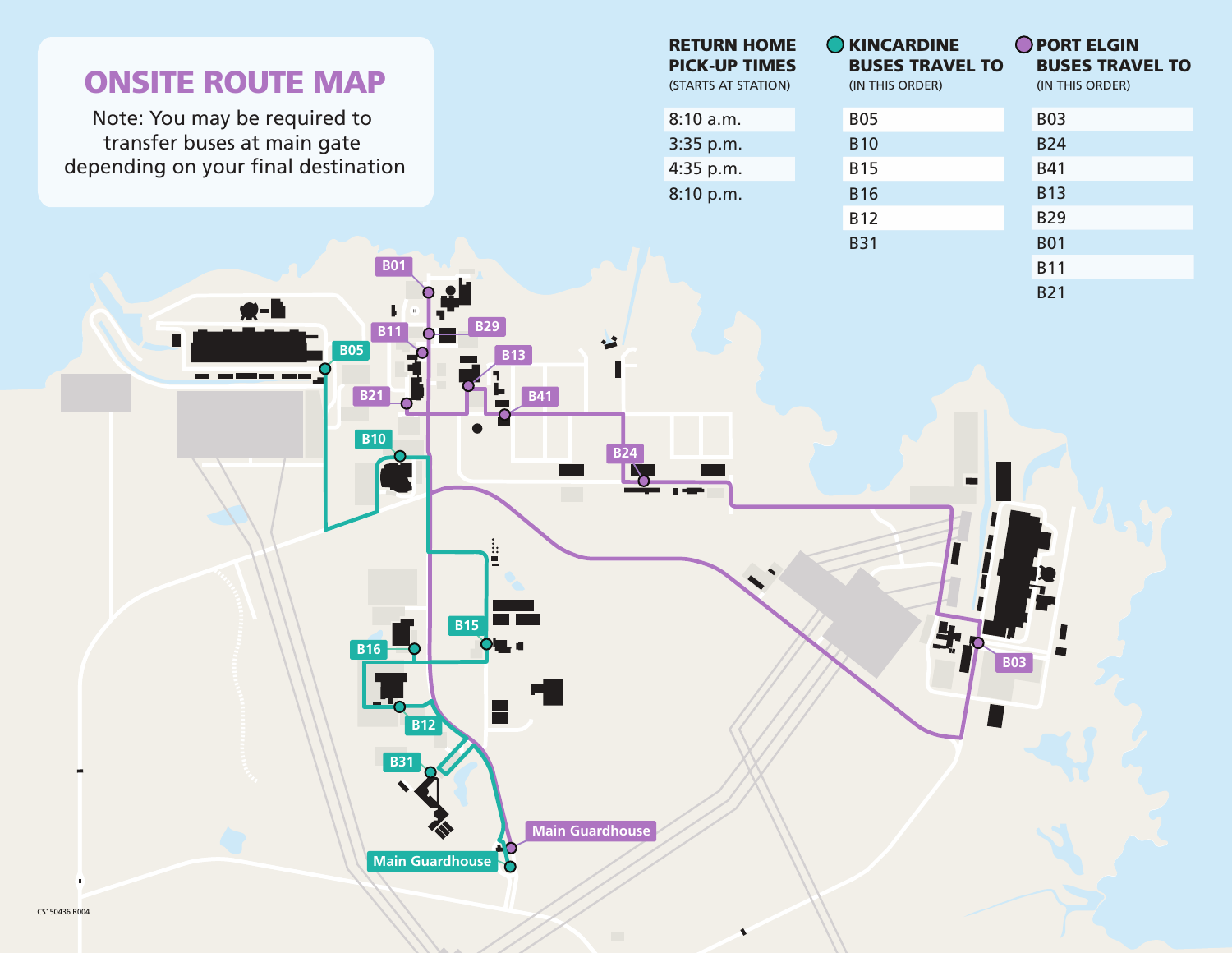# ONSITE ROUTE MAP

Note: You may be required to transfer buses at main gate depending on your final destination

| RETURN HOME PICK-UP TIMES (STARTS AT STATION) | KINCARDINE BUSES TRAVEL TO (IN THIS ORDER) | PORT ELGIN BUSES TRAVEL TO (IN THIS ORDER) |
| --- | --- | --- |
| 8:10 a.m. | B05 | B03 |
| 3:35 p.m. | B10 | B24 |
| 4:35 p.m. | B15 | B41 |
| 8:10 p.m. | B16 | B13 |
| | B12 | B29 |
| | B31 | B01 |
| | | B11 |
| | | B21 |

B01
B11
B29
B13
B05
B21
B41
B10
B24
B15
B16
B12
B31
B03
Main Guardhouse
Main Guardhouse

CS150436 R004